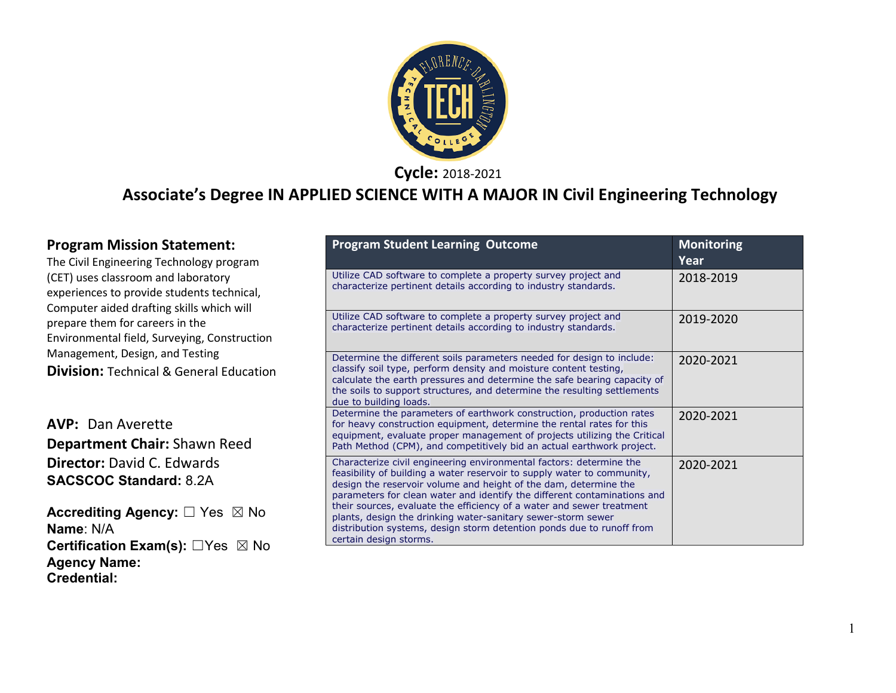**Cycle:** 2018-2021

# Associate's Degree IN APPLIED SCIENCE WITH A MAJOR IN Civil Engineering Technology

## Program Mission Statement:

The Civil Engineering Technology program (CET) uses classroom and laboratory experiences to provide students technical, Computer aided drafting skills which will prepare them for careers in the Environmental field, Surveying, Construction Management, Design, and Testing

**Division:** Technical & General Education

**AVP:** Dan Averette
**Department Chair:** Shawn Reed
**Director:** David C. Edwards
**SACSCOC Standard:** 8.2A

**Accrediting Agency:** ☐ Yes ☒ No
**Name**: N/A
**Certification Exam(s):** ☐Yes ☒ No
**Agency Name:**
**Credential:**

| Program Student Learning Outcome | Monitoring Year |
|---|---|
| Utilize CAD software to complete a property survey project and characterize pertinent details according to industry standards. | 2018-2019 |
| Utilize CAD software to complete a property survey project and characterize pertinent details according to industry standards. | 2019-2020 |
| Determine the different soils parameters needed for design to include: classify soil type, perform density and moisture content testing, calculate the earth pressures and determine the safe bearing capacity of the soils to support structures, and determine the resulting settlements due to building loads. | 2020-2021 |
| Determine the parameters of earthwork construction, production rates for heavy construction equipment, determine the rental rates for this equipment, evaluate proper management of projects utilizing the Critical Path Method (CPM), and competitively bid an actual earthwork project. | 2020-2021 |
| Characterize civil engineering environmental factors: determine the feasibility of building a water reservoir to supply water to community, design the reservoir volume and height of the dam, determine the parameters for clean water and identify the different contaminations and their sources, evaluate the efficiency of a water and sewer treatment plants, design the drinking water-sanitary sewer-storm sewer distribution systems, design storm detention ponds due to runoff from certain design storms. | 2020-2021 |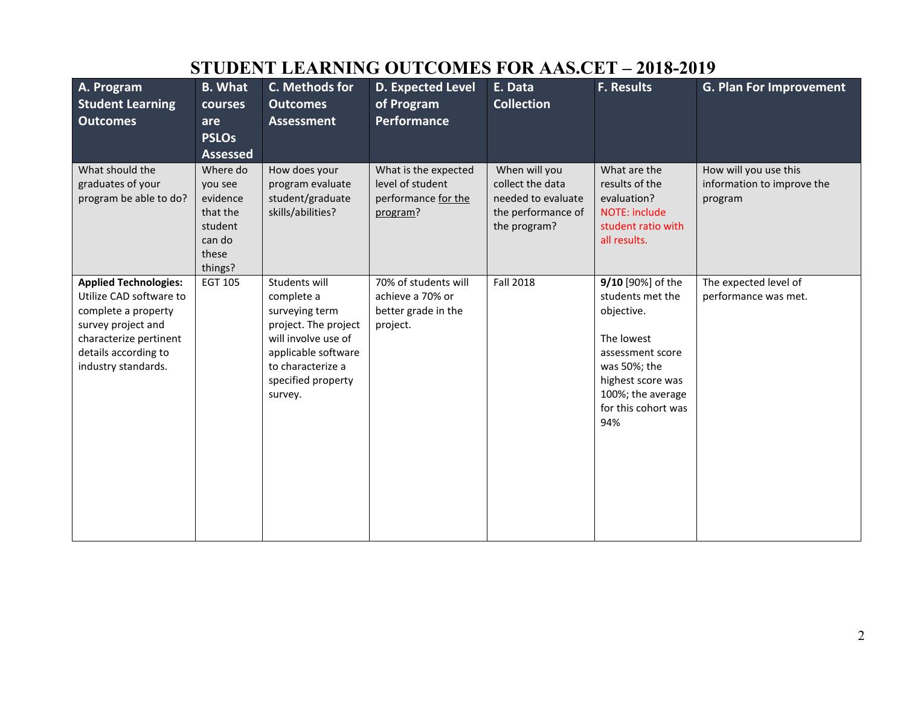# STUDENT LEARNING OUTCOMES FOR AAS.CET – 2018-2019

| A. Program Student Learning Outcomes | B. What courses are PSLOs Assessed | C. Methods for Outcomes Assessment | D. Expected Level of Program Performance | E. Data Collection | F. Results | G. Plan For Improvement |
|---|---|---|---|---|---|---|
| What should the graduates of your program be able to do? | Where do you see evidence that the student can do these things? | How does your program evaluate student/graduate skills/abilities? | What is the expected level of student performance for the program? | When will you collect the data needed to evaluate the performance of the program? | What are the results of the evaluation? NOTE: include student ratio with all results. | How will you use this information to improve the program |
| **Applied Technologies:** Utilize CAD software to complete a property survey project and characterize pertinent details according to industry standards. | EGT 105 | Students will complete a surveying term project. The project will involve use of applicable software to characterize a specified property survey. | 70% of students will achieve a 70% or better grade in the project. | Fall 2018 | **9/10** [90%] of the students met the objective.<br><br>The lowest assessment score was 50%; the highest score was 100%; the average for this cohort was 94% | The expected level of performance was met. |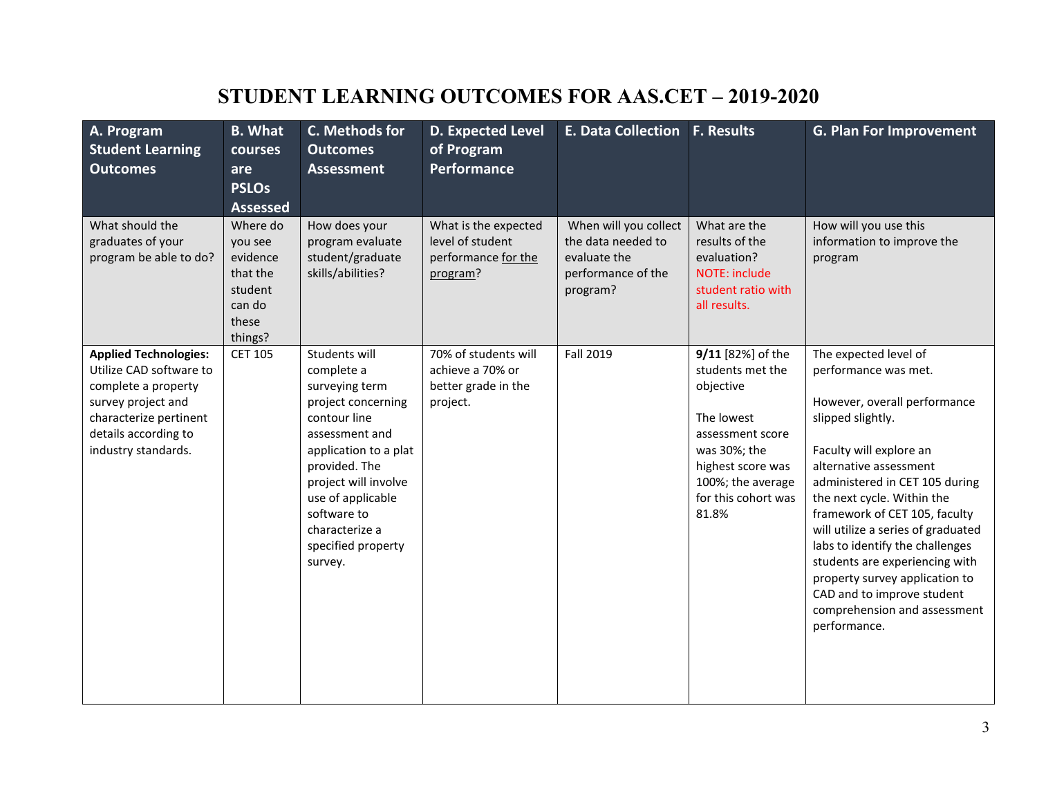# STUDENT LEARNING OUTCOMES FOR AAS.CET – 2019-2020

| A. Program Student Learning Outcomes | B. What courses are PSLOs Assessed | C. Methods for Outcomes Assessment | D. Expected Level of Program Performance | E. Data Collection | F. Results | G. Plan For Improvement |
|---|---|---|---|---|---|---|
| What should the graduates of your program be able to do? | Where do you see evidence that the student can do these things? | How does your program evaluate student/graduate skills/abilities? | What is the expected level of student performance for the program? | When will you collect the data needed to evaluate the performance of the program? | What are the results of the evaluation? NOTE: include student ratio with all results. | How will you use this information to improve the program |
| **Applied Technologies:** Utilize CAD software to complete a property survey project and characterize pertinent details according to industry standards. | CET 105 | Students will complete a surveying term project concerning contour line assessment and application to a plat provided. The project will involve use of applicable software to characterize a specified property survey. | 70% of students will achieve a 70% or better grade in the project. | Fall 2019 | **9/11** [82%] of the students met the objective<br><br>The lowest assessment score was 30%; the highest score was 100%; the average for this cohort was 81.8% | The expected level of performance was met.<br><br>However, overall performance slipped slightly.<br><br>Faculty will explore an alternative assessment administered in CET 105 during the next cycle. Within the framework of CET 105, faculty will utilize a series of graduated labs to identify the challenges students are experiencing with property survey application to CAD and to improve student comprehension and assessment performance. |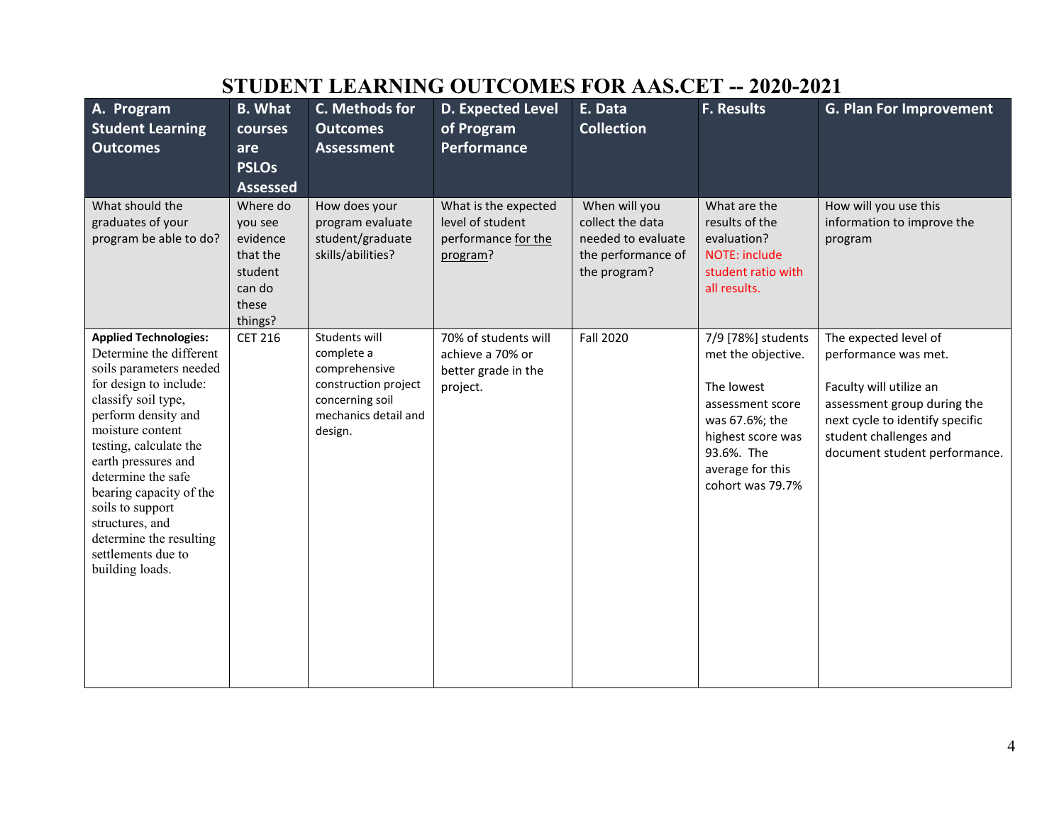# STUDENT LEARNING OUTCOMES FOR AAS.CET -- 2020-2021

| A. Program Student Learning Outcomes | B. What courses are PSLOs Assessed | C. Methods for Outcomes Assessment | D. Expected Level of Program Performance | E. Data Collection | F. Results | G. Plan For Improvement |
|---|---|---|---|---|---|---|
| What should the graduates of your program be able to do? | Where do you see evidence that the student can do these things? | How does your program evaluate student/graduate skills/abilities? | What is the expected level of student performance for the program? | When will you collect the data needed to evaluate the performance of the program? | What are the results of the evaluation? NOTE: include student ratio with all results. | How will you use this information to improve the program |
| **Applied Technologies:** Determine the different soils parameters needed for design to include: classify soil type, perform density and moisture content testing, calculate the earth pressures and determine the safe bearing capacity of the soils to support structures, and determine the resulting settlements due to building loads. | CET 216 | Students will complete a comprehensive construction project concerning soil mechanics detail and design. | 70% of students will achieve a 70% or better grade in the project. | Fall 2020 | 7/9 [78%] students met the objective.<br><br>The lowest assessment score was 67.6%; the highest score was 93.6%. The average for this cohort was 79.7% | The expected level of performance was met.<br><br>Faculty will utilize an assessment group during the next cycle to identify specific student challenges and document student performance. |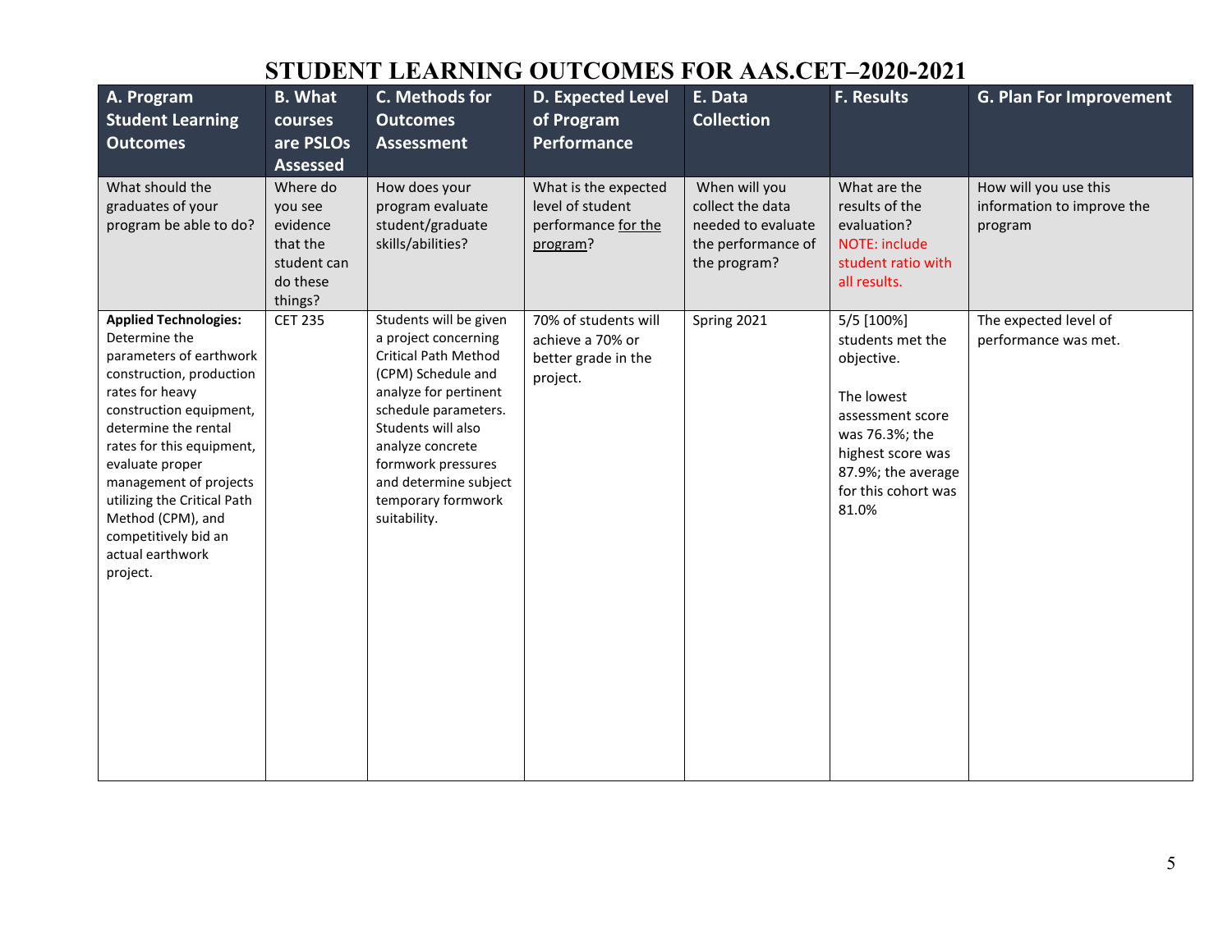# STUDENT LEARNING OUTCOMES FOR AAS.CET–2020-2021

| A. Program Student Learning Outcomes | B. What courses are PSLOs Assessed | C. Methods for Outcomes Assessment | D. Expected Level of Program Performance | E. Data Collection | F. Results | G. Plan For Improvement |
|---|---|---|---|---|---|---|
| What should the graduates of your program be able to do? | Where do you see evidence that the student can do these things? | How does your program evaluate student/graduate skills/abilities? | What is the expected level of student performance for the program? | When will you collect the data needed to evaluate the performance of the program? | What are the results of the evaluation? NOTE: include student ratio with all results. | How will you use this information to improve the program |
| **Applied Technologies:** Determine the parameters of earthwork construction, production rates for heavy construction equipment, determine the rental rates for this equipment, evaluate proper management of projects utilizing the Critical Path Method (CPM), and competitively bid an actual earthwork project. | CET 235 | Students will be given a project concerning Critical Path Method (CPM) Schedule and analyze for pertinent schedule parameters. Students will also analyze concrete formwork pressures and determine subject temporary formwork suitability. | 70% of students will achieve a 70% or better grade in the project. | Spring 2021 | 5/5 [100%] students met the objective.<br><br>The lowest assessment score was 76.3%; the highest score was 87.9%; the average for this cohort was 81.0% | The expected level of performance was met. |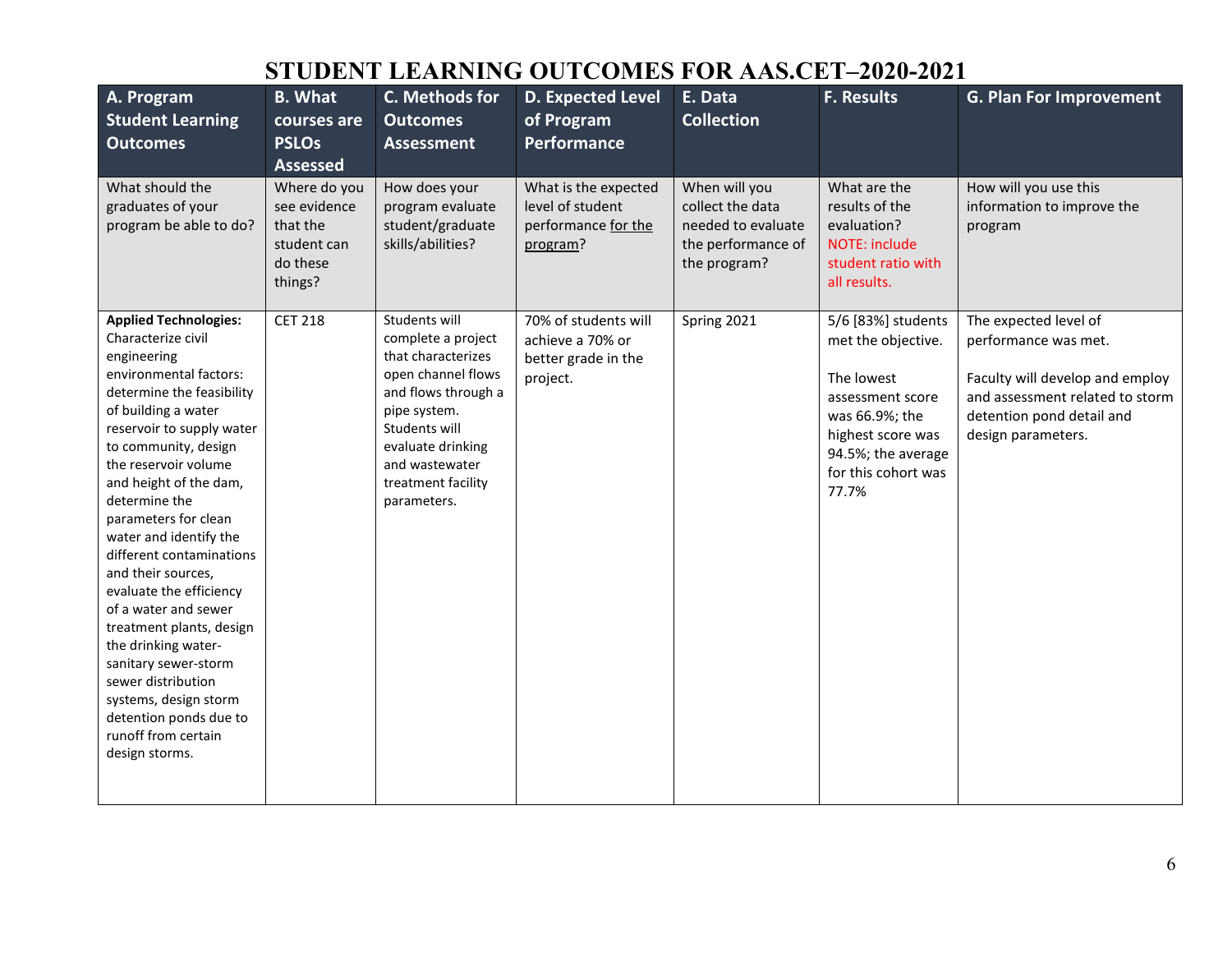# STUDENT LEARNING OUTCOMES FOR AAS.CET–2020-2021

| A. Program Student Learning Outcomes | B. What courses are PSLOs Assessed | C. Methods for Outcomes Assessment | D. Expected Level of Program Performance | E. Data Collection | F. Results | G. Plan For Improvement |
|---|---|---|---|---|---|---|
| What should the graduates of your program be able to do? | Where do you see evidence that the student can do these things? | How does your program evaluate student/graduate skills/abilities? | What is the expected level of student performance for the program? | When will you collect the data needed to evaluate the performance of the program? | What are the results of the evaluation? NOTE: include student ratio with all results. | How will you use this information to improve the program |
| **Applied Technologies:** Characterize civil engineering environmental factors: determine the feasibility of building a water reservoir to supply water to community, design the reservoir volume and height of the dam, determine the parameters for clean water and identify the different contaminations and their sources, evaluate the efficiency of a water and sewer treatment plants, design the drinking water-sanitary sewer-storm sewer distribution systems, design storm detention ponds due to runoff from certain design storms. | CET 218 | Students will complete a project that characterizes open channel flows and flows through a pipe system. Students will evaluate drinking and wastewater treatment facility parameters. | 70% of students will achieve a 70% or better grade in the project. | Spring 2021 | 5/6 [83%] students met the objective.<br><br>The lowest assessment score was 66.9%; the highest score was 94.5%; the average for this cohort was 77.7% | The expected level of performance was met.<br><br>Faculty will develop and employ and assessment related to storm detention pond detail and design parameters. |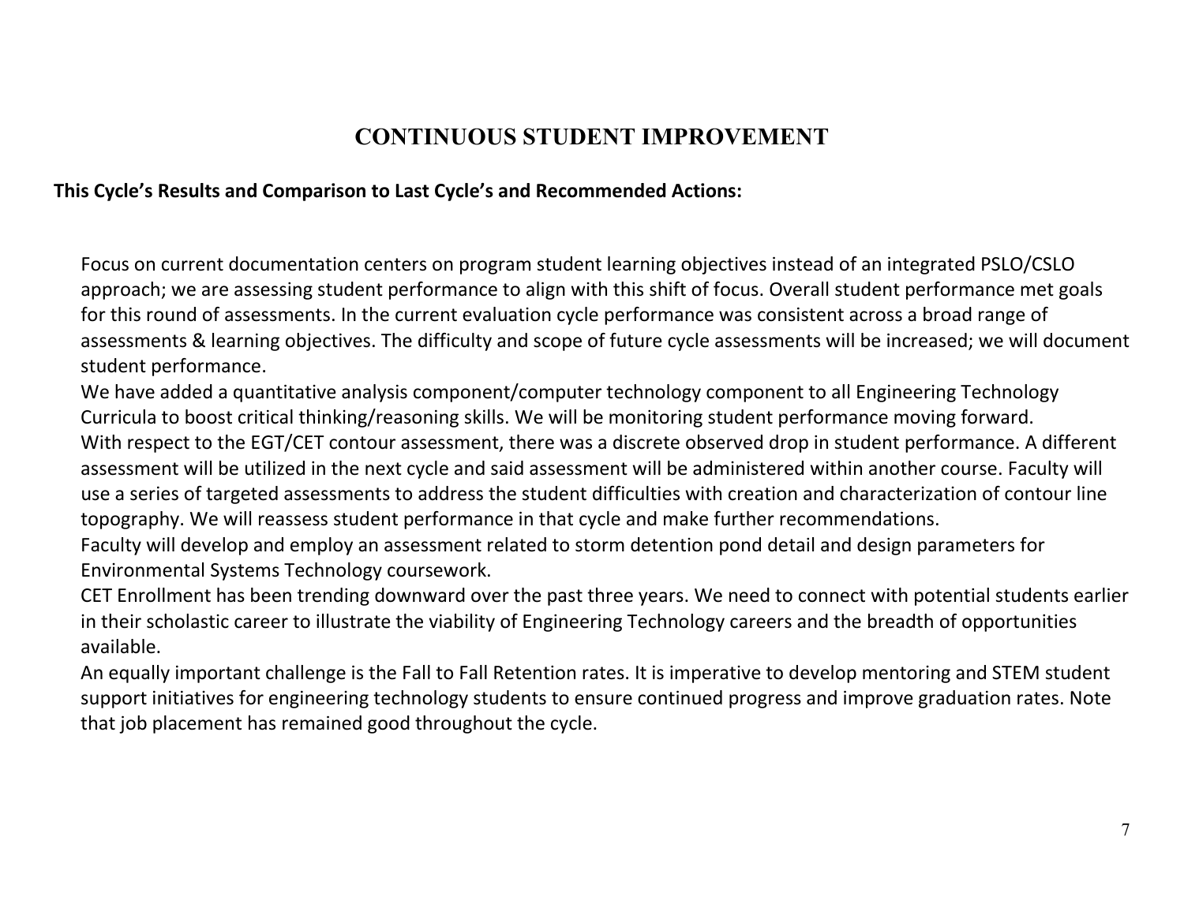# CONTINUOUS STUDENT IMPROVEMENT

**This Cycle's Results and Comparison to Last Cycle's and Recommended Actions:**

Focus on current documentation centers on program student learning objectives instead of an integrated PSLO/CSLO approach; we are assessing student performance to align with this shift of focus. Overall student performance met goals for this round of assessments. In the current evaluation cycle performance was consistent across a broad range of assessments & learning objectives. The difficulty and scope of future cycle assessments will be increased; we will document student performance.

We have added a quantitative analysis component/computer technology component to all Engineering Technology Curricula to boost critical thinking/reasoning skills. We will be monitoring student performance moving forward.

With respect to the EGT/CET contour assessment, there was a discrete observed drop in student performance. A different assessment will be utilized in the next cycle and said assessment will be administered within another course. Faculty will use a series of targeted assessments to address the student difficulties with creation and characterization of contour line topography. We will reassess student performance in that cycle and make further recommendations.

Faculty will develop and employ an assessment related to storm detention pond detail and design parameters for Environmental Systems Technology coursework.

CET Enrollment has been trending downward over the past three years. We need to connect with potential students earlier in their scholastic career to illustrate the viability of Engineering Technology careers and the breadth of opportunities available.

An equally important challenge is the Fall to Fall Retention rates. It is imperative to develop mentoring and STEM student support initiatives for engineering technology students to ensure continued progress and improve graduation rates. Note that job placement has remained good throughout the cycle.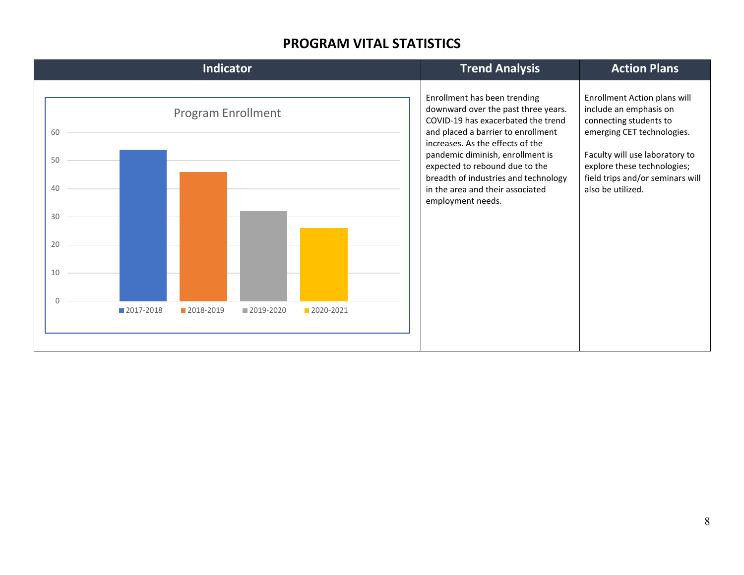# PROGRAM VITAL STATISTICS

| Indicator | Trend Analysis | Action Plans |
|---|---|---|
| **Program Enrollment** (chart) 2017-2018: ~54; 2018-2019: ~46; 2019-2020: ~32; 2020-2021: ~26 | Enrollment has been trending downward over the past three years. COVID-19 has exacerbated the trend and placed a barrier to enrollment increases. As the effects of the pandemic diminish, enrollment is expected to rebound due to the breadth of industries and technology in the area and their associated employment needs. | Enrollment Action plans will include an emphasis on connecting students to emerging CET technologies.<br><br>Faculty will use laboratory to explore these technologies; field trips and/or seminars will also be utilized. |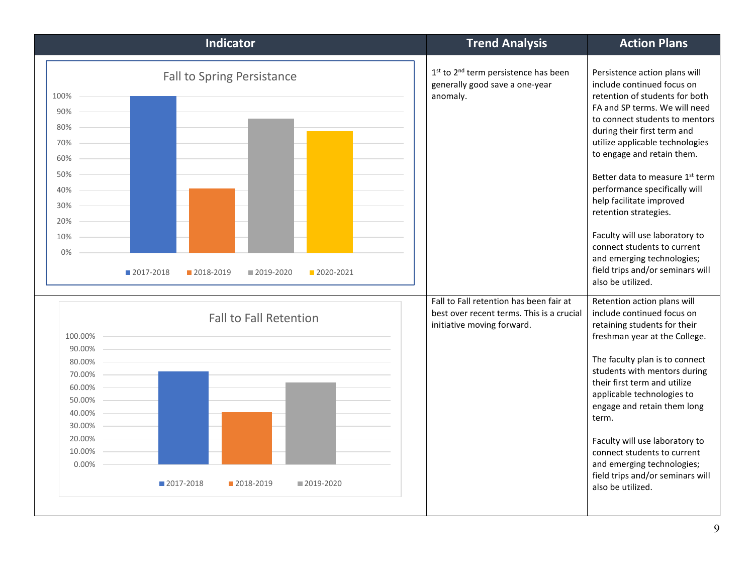| Indicator | Trend Analysis | Action Plans |
|---|---|---|
| **Fall to Spring Persistance**<br>100%, 90%, 80%, 70%, 60%, 50%, 40%, 30%, 20%, 10%, 0%<br>2017-2018, 2018-2019, 2019-2020, 2020-2021 | 1st to 2nd term persistence has been generally good save a one-year anomaly. | Persistence action plans will include continued focus on retention of students for both FA and SP terms. We will need to connect students to mentors during their first term and utilize applicable technologies to engage and retain them.<br><br>Better data to measure 1st term performance specifically will help facilitate improved retention strategies.<br><br>Faculty will use laboratory to connect students to current and emerging technologies; field trips and/or seminars will also be utilized. |
| **Fall to Fall Retention**<br>100.00%, 90.00%, 80.00%, 70.00%, 60.00%, 50.00%, 40.00%, 30.00%, 20.00%, 10.00%, 0.00%<br>2017-2018, 2018-2019, 2019-2020 | Fall to Fall retention has been fair at best over recent terms. This is a crucial initiative moving forward. | Retention action plans will include continued focus on retaining students for their freshman year at the College.<br><br>The faculty plan is to connect students with mentors during their first term and utilize applicable technologies to engage and retain them long term.<br><br>Faculty will use laboratory to connect students to current and emerging technologies; field trips and/or seminars will also be utilized. |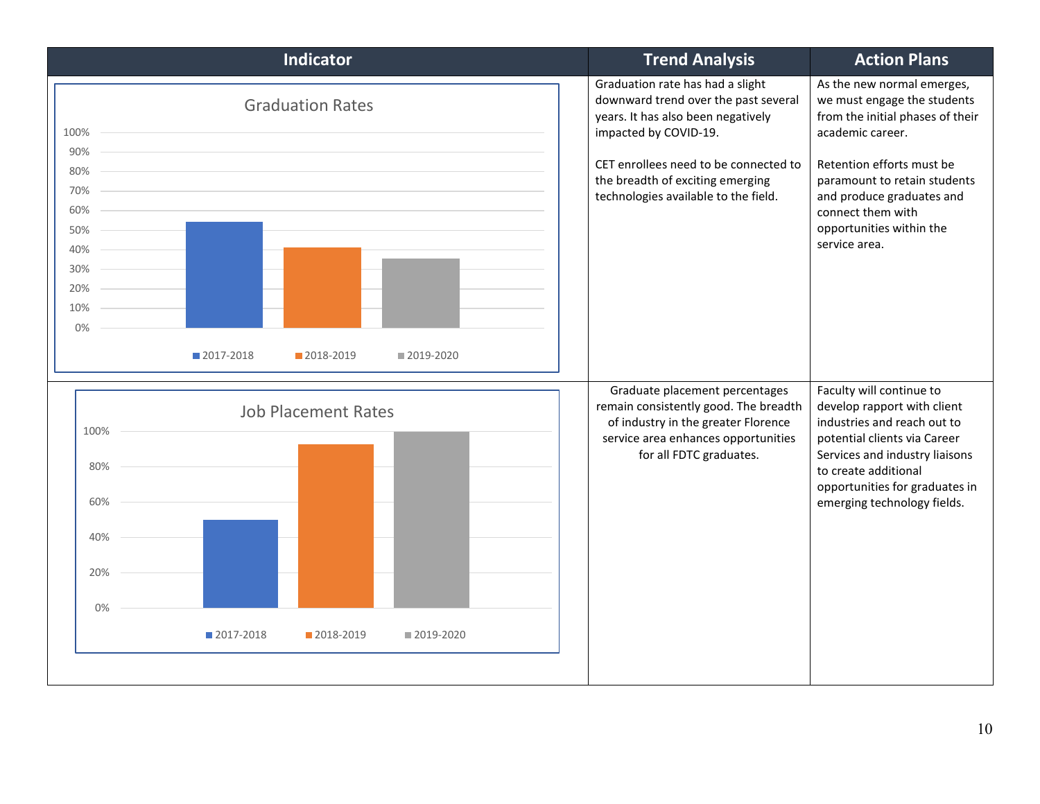| Indicator | Trend Analysis | Action Plans |
|---|---|---|
| Graduation Rates<br>100%<br>90%<br>80%<br>70%<br>60%<br>50%<br>40%<br>30%<br>20%<br>10%<br>0%<br>2017-2018 2018-2019 2019-2020 | Graduation rate has had a slight downward trend over the past several years. It has also been negatively impacted by COVID-19.<br><br>CET enrollees need to be connected to the breadth of exciting emerging technologies available to the field. | As the new normal emerges, we must engage the students from the initial phases of their academic career.<br><br>Retention efforts must be paramount to retain students and produce graduates and connect them with opportunities within the service area. |
| Job Placement Rates<br>100%<br>80%<br>60%<br>40%<br>20%<br>0%<br>2017-2018 2018-2019 2019-2020 | Graduate placement percentages remain consistently good. The breadth of industry in the greater Florence service area enhances opportunities for all FDTC graduates. | Faculty will continue to develop rapport with client industries and reach out to potential clients via Career Services and industry liaisons to create additional opportunities for graduates in emerging technology fields. |